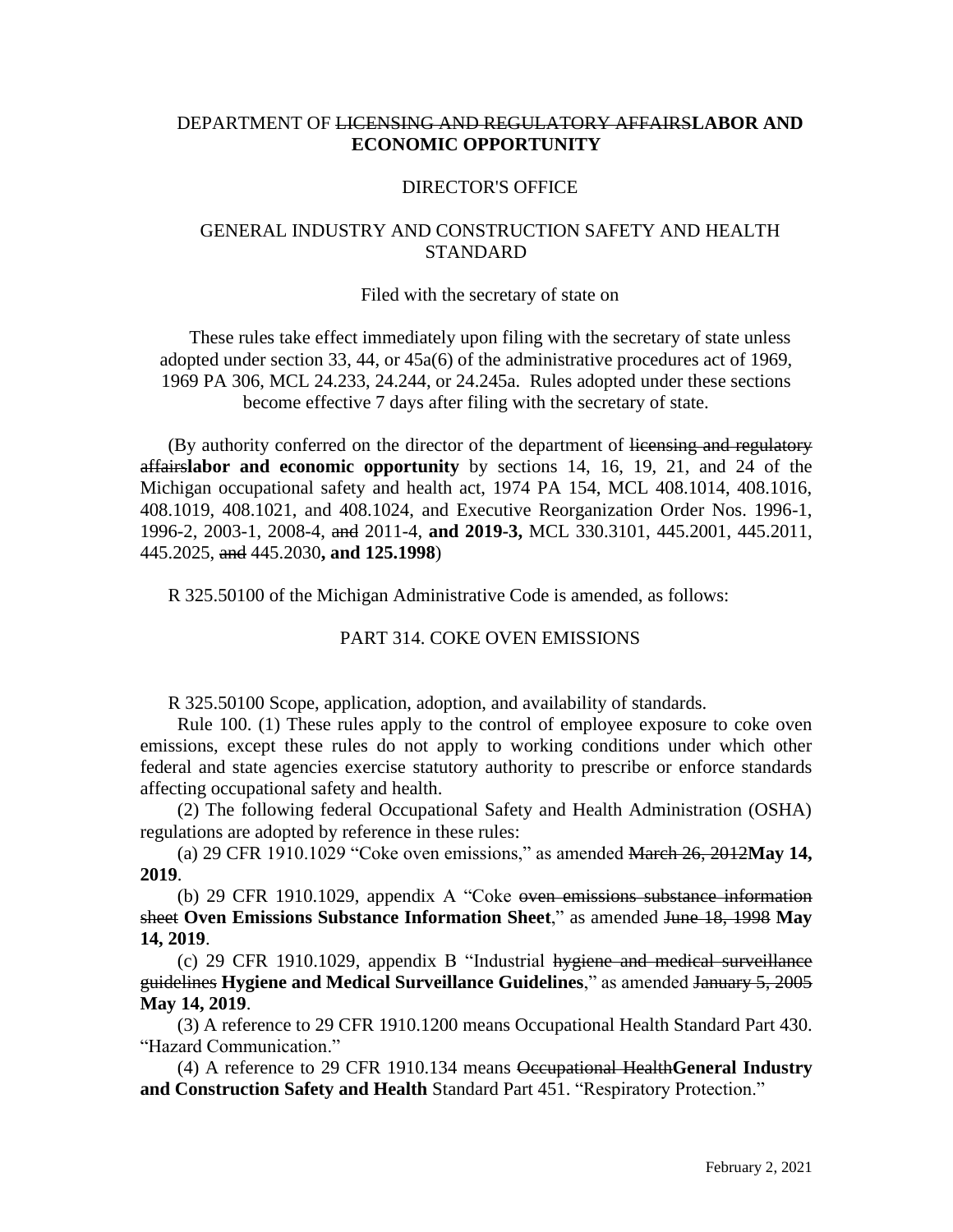DEPARTMENT OF ~~LICENSING AND REGULATORY AFFAIRS~~**LABOR AND ECONOMIC OPPORTUNITY**

DIRECTOR'S OFFICE

GENERAL INDUSTRY AND CONSTRUCTION SAFETY AND HEALTH STANDARD

Filed with the secretary of state on

These rules take effect immediately upon filing with the secretary of state unless adopted under section 33, 44, or 45a(6) of the administrative procedures act of 1969, 1969 PA 306, MCL 24.233, 24.244, or 24.245a. Rules adopted under these sections become effective 7 days after filing with the secretary of state.

(By authority conferred on the director of the department of ~~licensing and regulatory affairs~~**labor and economic opportunity** by sections 14, 16, 19, 21, and 24 of the Michigan occupational safety and health act, 1974 PA 154, MCL 408.1014, 408.1016, 408.1019, 408.1021, and 408.1024, and Executive Reorganization Order Nos. 1996-1, 1996-2, 2003-1, 2008-4, ~~and~~ 2011-4, **and 2019-3,** MCL 330.3101, 445.2001, 445.2011, 445.2025, ~~and~~ 445.2030**, and 125.1998**)

R 325.50100 of the Michigan Administrative Code is amended, as follows:

PART 314. COKE OVEN EMISSIONS

R 325.50100 Scope, application, adoption, and availability of standards.

Rule 100. (1) These rules apply to the control of employee exposure to coke oven emissions, except these rules do not apply to working conditions under which other federal and state agencies exercise statutory authority to prescribe or enforce standards affecting occupational safety and health.

(2) The following federal Occupational Safety and Health Administration (OSHA) regulations are adopted by reference in these rules:

(a) 29 CFR 1910.1029 "Coke oven emissions," as amended ~~March 26, 2012~~**May 14, 2019**.

(b) 29 CFR 1910.1029, appendix A "Coke ~~oven emissions substance information sheet~~ **Oven Emissions Substance Information Sheet**," as amended ~~June 18, 1998~~ **May 14, 2019**.

(c) 29 CFR 1910.1029, appendix B "Industrial ~~hygiene and medical surveillance guidelines~~ **Hygiene and Medical Surveillance Guidelines**," as amended ~~January 5, 2005~~ **May 14, 2019**.

(3) A reference to 29 CFR 1910.1200 means Occupational Health Standard Part 430. "Hazard Communication."

(4) A reference to 29 CFR 1910.134 means ~~Occupational Health~~**General Industry and Construction Safety and Health** Standard Part 451. "Respiratory Protection."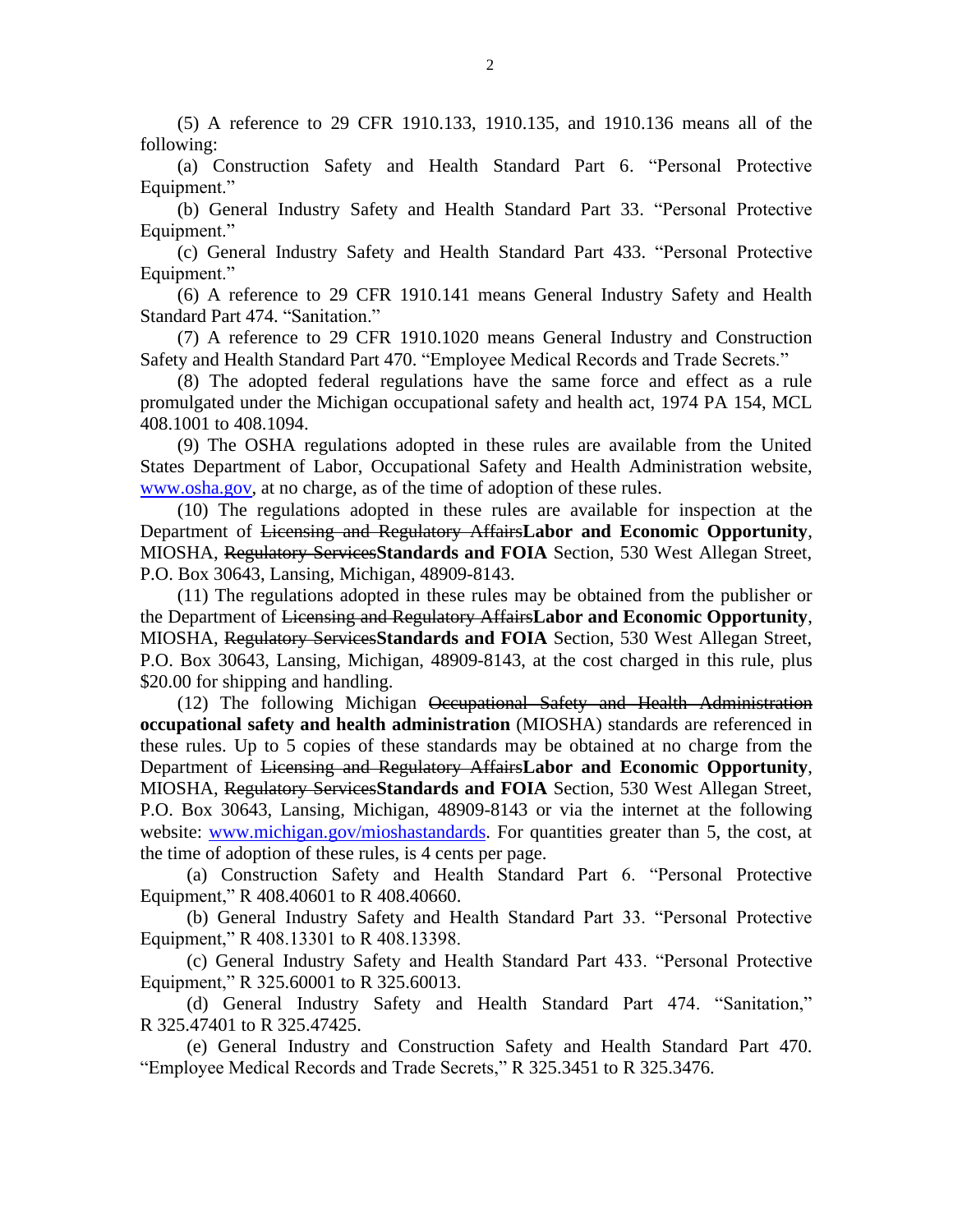(5) A reference to 29 CFR 1910.133, 1910.135, and 1910.136 means all of the following:

(a) Construction Safety and Health Standard Part 6. "Personal Protective Equipment."

(b) General Industry Safety and Health Standard Part 33. "Personal Protective Equipment."

(c) General Industry Safety and Health Standard Part 433. "Personal Protective Equipment."

(6) A reference to 29 CFR 1910.141 means General Industry Safety and Health Standard Part 474. "Sanitation."

(7) A reference to 29 CFR 1910.1020 means General Industry and Construction Safety and Health Standard Part 470. "Employee Medical Records and Trade Secrets."

(8) The adopted federal regulations have the same force and effect as a rule promulgated under the Michigan occupational safety and health act, 1974 PA 154, MCL 408.1001 to 408.1094.

(9) The OSHA regulations adopted in these rules are available from the United States Department of Labor, Occupational Safety and Health Administration website, www.osha.gov, at no charge, as of the time of adoption of these rules.

(10) The regulations adopted in these rules are available for inspection at the Department of ~~Licensing and Regulatory Affairs~~**Labor and Economic Opportunity**, MIOSHA, ~~Regulatory Services~~**Standards and FOIA** Section, 530 West Allegan Street, P.O. Box 30643, Lansing, Michigan, 48909-8143.

(11) The regulations adopted in these rules may be obtained from the publisher or the Department of ~~Licensing and Regulatory Affairs~~**Labor and Economic Opportunity**, MIOSHA, ~~Regulatory Services~~**Standards and FOIA** Section, 530 West Allegan Street, P.O. Box 30643, Lansing, Michigan, 48909-8143, at the cost charged in this rule, plus $20.00 for shipping and handling.

(12) The following Michigan ~~Occupational Safety and Health Administration~~ **occupational safety and health administration** (MIOSHA) standards are referenced in these rules. Up to 5 copies of these standards may be obtained at no charge from the Department of ~~Licensing and Regulatory Affairs~~**Labor and Economic Opportunity**, MIOSHA, ~~Regulatory Services~~**Standards and FOIA** Section, 530 West Allegan Street, P.O. Box 30643, Lansing, Michigan, 48909-8143 or via the internet at the following website: www.michigan.gov/mioshastandards. For quantities greater than 5, the cost, at the time of adoption of these rules, is 4 cents per page.

(a) Construction Safety and Health Standard Part 6. "Personal Protective Equipment," R 408.40601 to R 408.40660.

(b) General Industry Safety and Health Standard Part 33. "Personal Protective Equipment," R 408.13301 to R 408.13398.

(c) General Industry Safety and Health Standard Part 433. "Personal Protective Equipment," R 325.60001 to R 325.60013.

(d) General Industry Safety and Health Standard Part 474. "Sanitation," R 325.47401 to R 325.47425.

(e) General Industry and Construction Safety and Health Standard Part 470. "Employee Medical Records and Trade Secrets," R 325.3451 to R 325.3476.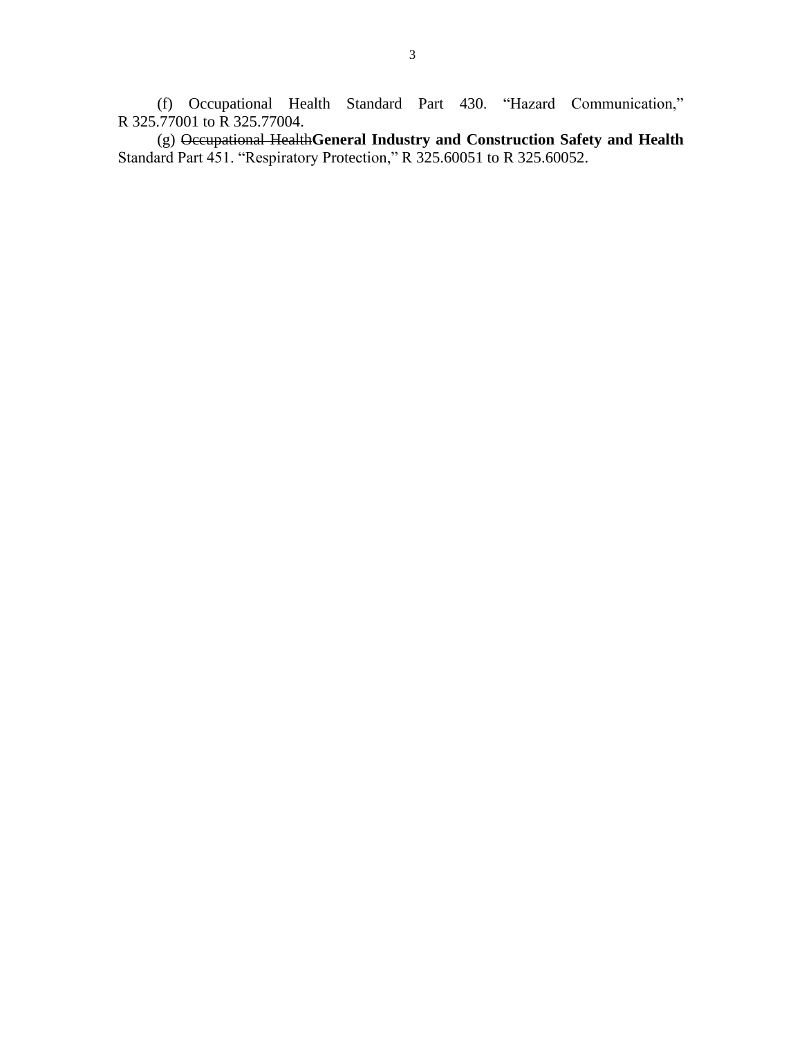(f) Occupational Health Standard Part 430. "Hazard Communication," R 325.77001 to R 325.77004.

(g) ~~Occupational Health~~**General Industry and Construction Safety and Health** Standard Part 451. "Respiratory Protection," R 325.60051 to R 325.60052.